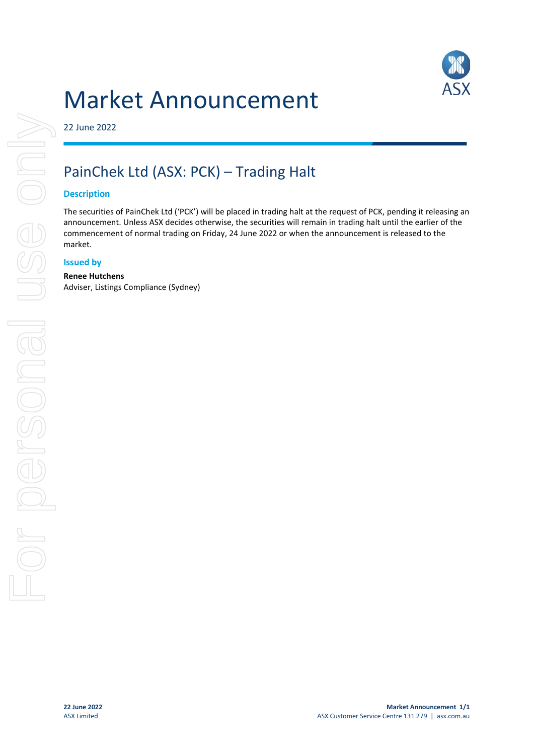# Market Announcement

22 June 2022

## PainChek Ltd (ASX: PCK) – Trading Halt

### Description

The securities of PainChek Ltd ('PCK') will be placed in trading halt at the request of PCK, pending it releasing an announcement. Unless ASX decides otherwise, the securities will remain in trading halt until the earlier of the commencement of normal trading on Friday, 24 June 2022 or when the announcement is released to the market.

### Issued by

**Renee Hutchens**
Adviser, Listings Compliance (Sydney)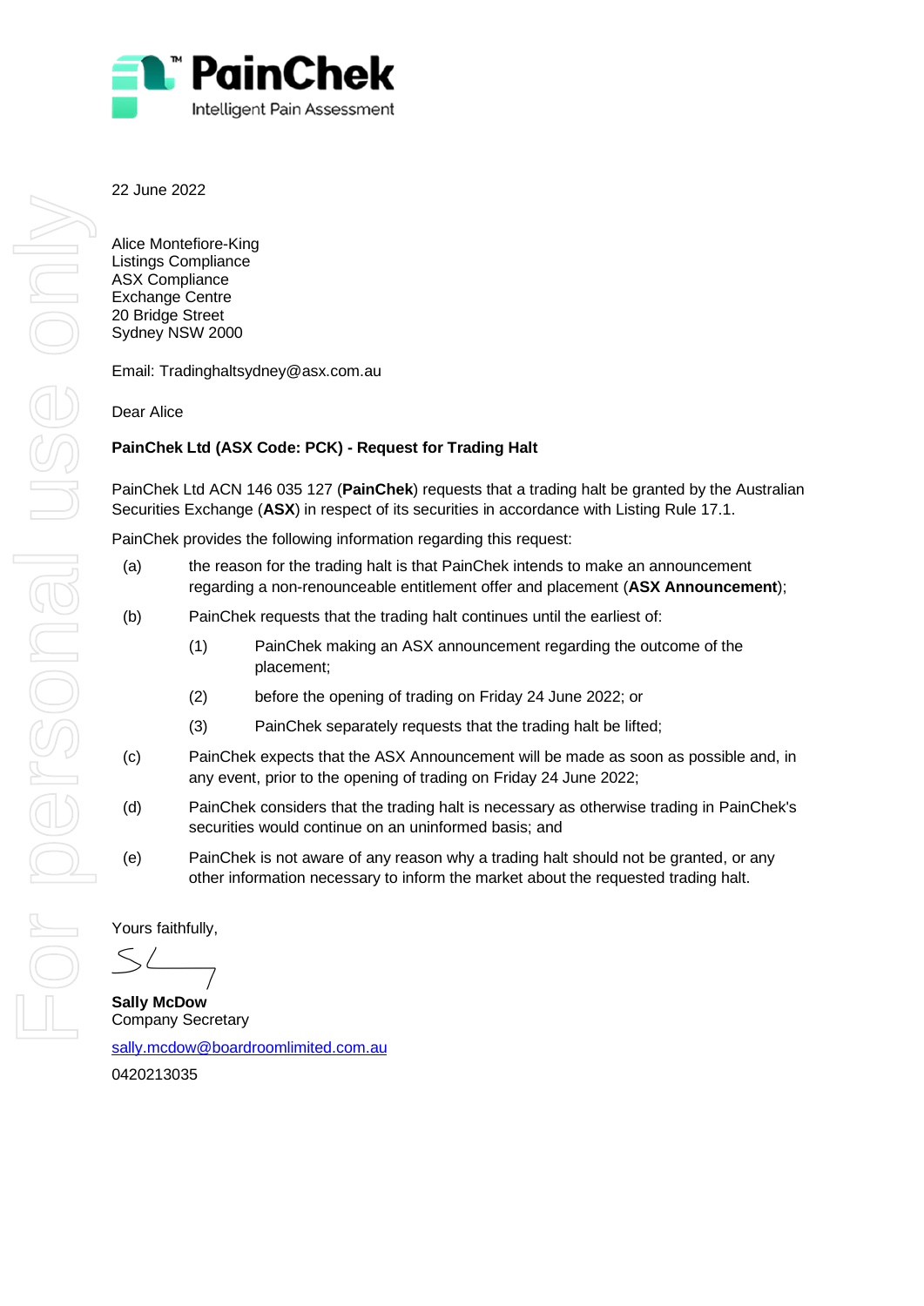PainChek
Intelligent Pain Assessment

22 June 2022

Alice Montefiore-King
Listings Compliance
ASX Compliance
Exchange Centre
20 Bridge Street
Sydney NSW 2000

Email: Tradinghaltsydney@asx.com.au

Dear Alice

**PainChek Ltd (ASX Code: PCK) - Request for Trading Halt**

PainChek Ltd ACN 146 035 127 (**PainChek**) requests that a trading halt be granted by the Australian Securities Exchange (**ASX**) in respect of its securities in accordance with Listing Rule 17.1.

PainChek provides the following information regarding this request:

(a) the reason for the trading halt is that PainChek intends to make an announcement regarding a non-renounceable entitlement offer and placement (**ASX Announcement**);

(b) PainChek requests that the trading halt continues until the earliest of:

  (1) PainChek making an ASX announcement regarding the outcome of the placement;

  (2) before the opening of trading on Friday 24 June 2022; or

  (3) PainChek separately requests that the trading halt be lifted;

(c) PainChek expects that the ASX Announcement will be made as soon as possible and, in any event, prior to the opening of trading on Friday 24 June 2022;

(d) PainChek considers that the trading halt is necessary as otherwise trading in PainChek's securities would continue on an uninformed basis; and

(e) PainChek is not aware of any reason why a trading halt should not be granted, or any other information necessary to inform the market about the requested trading halt.

Yours faithfully,

**Sally McDow**
Company Secretary

sally.mcdow@boardroomlimited.com.au

0420213035